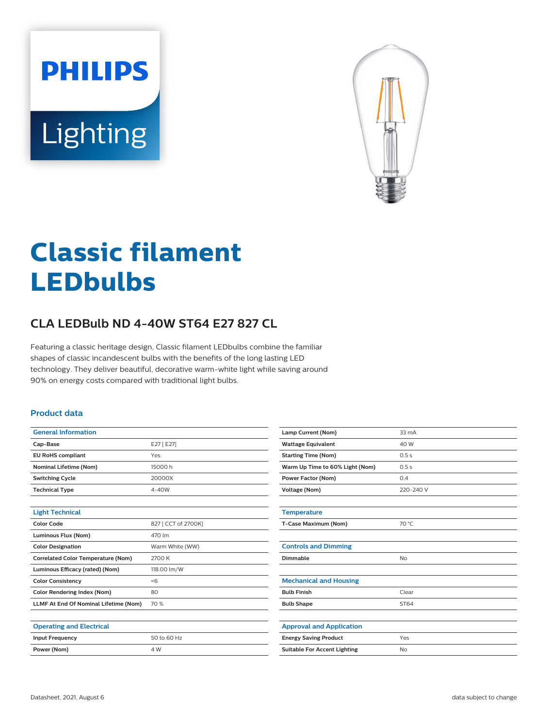PHILIPS

Lighting

# Classic filament LEDbulbs

## CLA LEDBulb ND 4-40W ST64 E27 827 CL

Featuring a classic heritage design, Classic filament LEDbulbs combine the familiar shapes of classic incandescent bulbs with the benefits of the long lasting LED technology. They deliver beautiful, decorative warm-white light while saving around 90% on energy costs compared with traditional light bulbs.

### Product data

| General Information | |
|---|---|
| Cap-Base | E27 [ E27] |
| EU RoHS compliant | Yes |
| Nominal Lifetime (Nom) | 15000 h |
| Switching Cycle | 20000X |
| Technical Type | 4-40W |

| Light Technical | |
|---|---|
| Color Code | 827 [ CCT of 2700K] |
| Luminous Flux (Nom) | 470 lm |
| Color Designation | Warm White (WW) |
| Correlated Color Temperature (Nom) | 2700 K |
| Luminous Efficacy (rated) (Nom) | 118.00 lm/W |
| Color Consistency | <6 |
| Color Rendering Index (Nom) | 80 |
| LLMF At End Of Nominal Lifetime (Nom) | 70 % |

| Operating and Electrical | |
|---|---|
| Input Frequency | 50 to 60 Hz |
| Power (Nom) | 4 W |
| Lamp Current (Nom) | 33 mA |
| Wattage Equivalent | 40 W |
| Starting Time (Nom) | 0.5 s |
| Warm Up Time to 60% Light (Nom) | 0.5 s |
| Power Factor (Nom) | 0.4 |
| Voltage (Nom) | 220-240 V |

| Temperature | |
|---|---|
| T-Case Maximum (Nom) | 70 °C |

| Controls and Dimming | |
|---|---|
| Dimmable | No |

| Mechanical and Housing | |
|---|---|
| Bulb Finish | Clear |
| Bulb Shape | ST64 |

| Approval and Application | |
|---|---|
| Energy Saving Product | Yes |
| Suitable For Accent Lighting | No |

Datasheet, 2021, August 6

data subject to change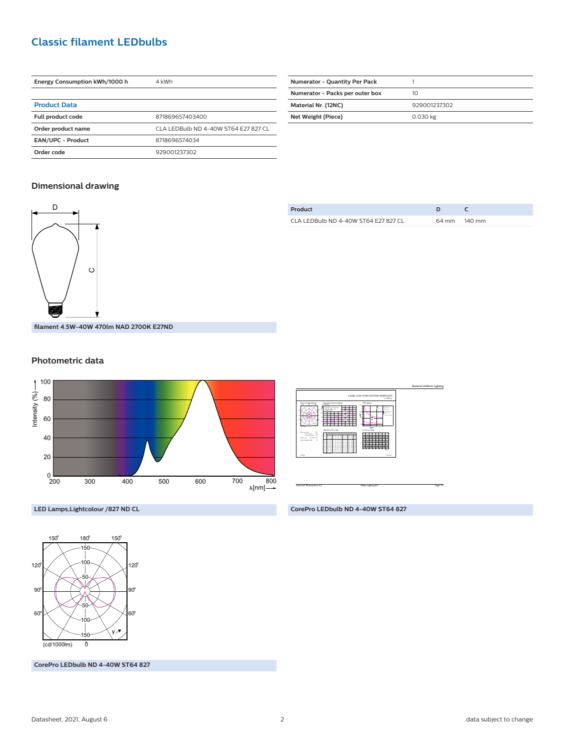# Classic filament LEDbulbs

| Energy Consumption kWh/1000 h | 4 kWh |
|---|---|

## Product Data

| | |
|---|---|
| Full product code | 871869657403400 |
| Order product name | CLA LEDBulb ND 4-40W ST64 E27 827 CL |
| EAN/UPC - Product | 8718696574034 |
| Order code | 929001237302 |

| | |
|---|---|
| Numerator - Quantity Per Pack | 1 |
| Numerator - Packs per outer box | 10 |
| Material Nr. (12NC) | 929001237302 |
| Net Weight (Piece) | 0.030 kg |

## Dimensional drawing

filament 4.5W-40W 470lm NAD 2700K E27ND

| Product | D | C |
|---|---|---|
| CLA LEDBulb ND 4-40W ST64 E27 827 CL | 64 mm | 140 mm |

## Photometric data

LED Lamps,Lightcolour /827 ND CL

CorePro LEDbulb ND 4-40W ST64 827

CorePro LEDbulb ND 4-40W ST64 827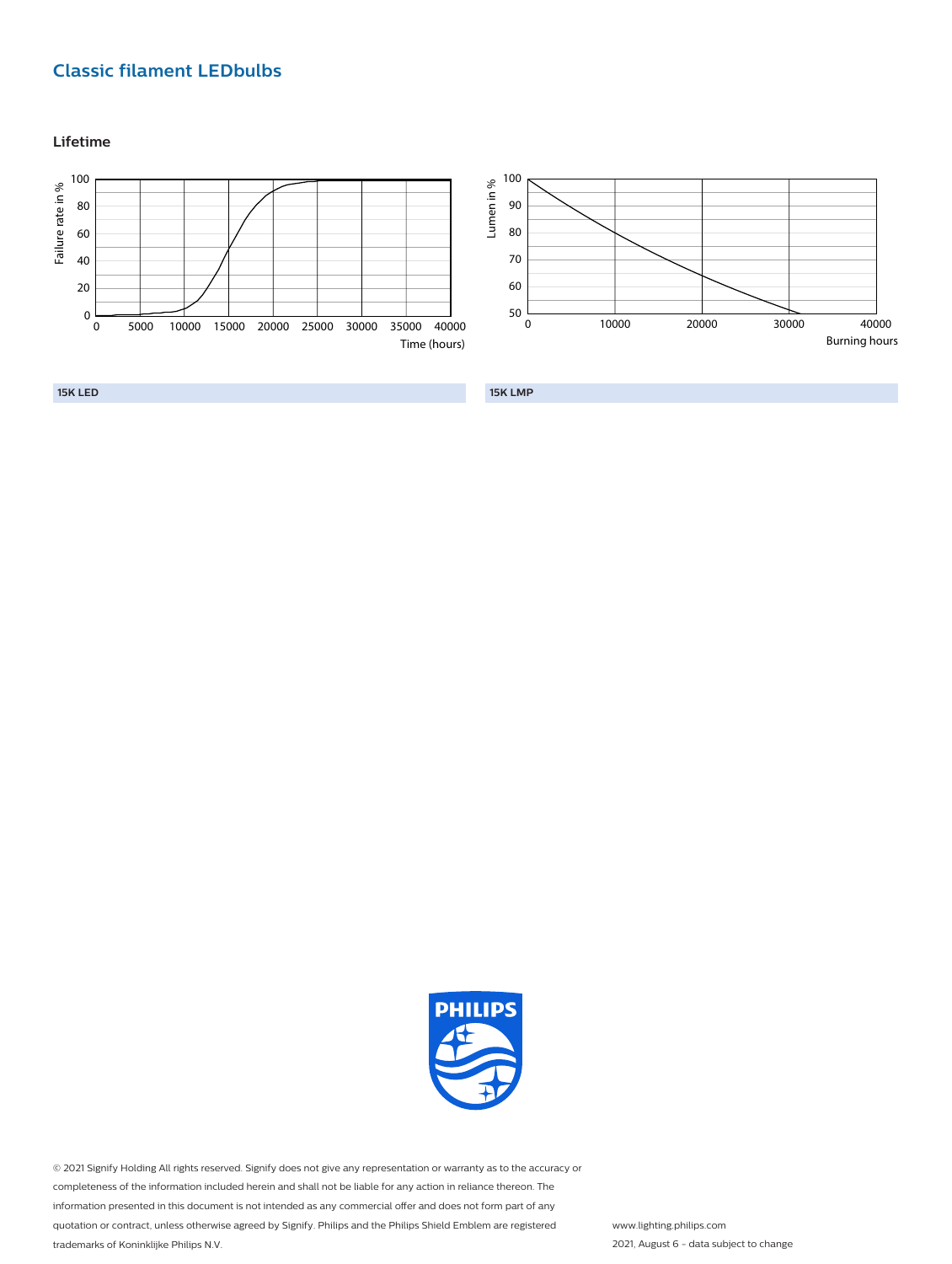# Classic filament LEDbulbs

## Lifetime

Failure rate in %

100
80
60
40
20
0

0 5000 10000 15000 20000 25000 30000 35000 40000

Time (hours)

Lumen in %

100
90
80
70
60
50

0 10000 20000 30000 40000

Burning hours

**15K LED**

**15K LMP**

© 2021 Signify Holding All rights reserved. Signify does not give any representation or warranty as to the accuracy or completeness of the information included herein and shall not be liable for any action in reliance thereon. The information presented in this document is not intended as any commercial offer and does not form part of any quotation or contract, unless otherwise agreed by Signify. Philips and the Philips Shield Emblem are registered trademarks of Koninklijke Philips N.V.

www.lighting.philips.com

2021, August 6 - data subject to change